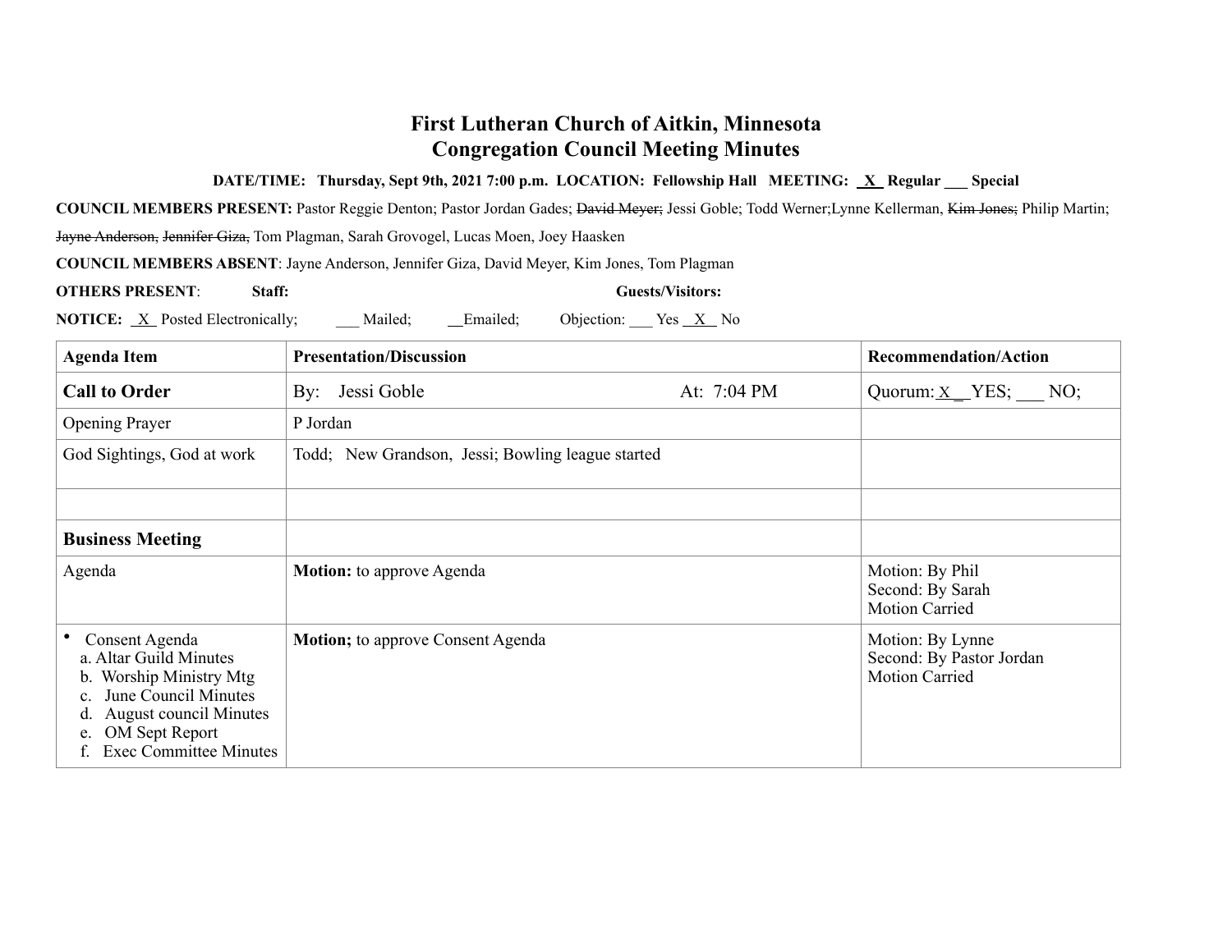# First Lutheran Church of Aitkin, Minnesota
## Congregation Council Meeting Minutes

**DATE/TIME: Thursday, Sept 9th, 2021 7:00 p.m. LOCATION: Fellowship Hall MEETING: _X_ Regular ___ Special**

**COUNCIL MEMBERS PRESENT:** Pastor Reggie Denton; Pastor Jordan Gades; ~~David Meyer;~~ Jessi Goble; Todd Werner;Lynne Kellerman, ~~Kim Jones;~~ Philip Martin; ~~Jayne Anderson, Jennifer Giza,~~ Tom Plagman, Sarah Grovogel, Lucas Moen, Joey Haasken

**COUNCIL MEMBERS ABSENT**: Jayne Anderson, Jennifer Giza, David Meyer, Kim Jones, Tom Plagman

**OTHERS PRESENT**: **Staff:** **Guests/Visitors:**

**NOTICE:** _X_ Posted Electronically; ___ Mailed; __Emailed; Objection: ___ Yes _X_ No

| Agenda Item | Presentation/Discussion | Recommendation/Action |
|---|---|---|
| **Call to Order** | By: Jessi Goble At: 7:04 PM | Quorum: X__ YES; ___ NO; |
| Opening Prayer | P Jordan | |
| God Sightings, God at work | Todd; New Grandson, Jessi; Bowling league started | |
| | | |
| **Business Meeting** | | |
| Agenda | **Motion:** to approve Agenda | Motion: By Phil<br>Second: By Sarah<br>Motion Carried |
| • Consent Agenda<br>a. Altar Guild Minutes<br>b. Worship Ministry Mtg<br>c. June Council Minutes<br>d. August council Minutes<br>e. OM Sept Report<br>f. Exec Committee Minutes | **Motion;** to approve Consent Agenda | Motion: By Lynne<br>Second: By Pastor Jordan<br>Motion Carried |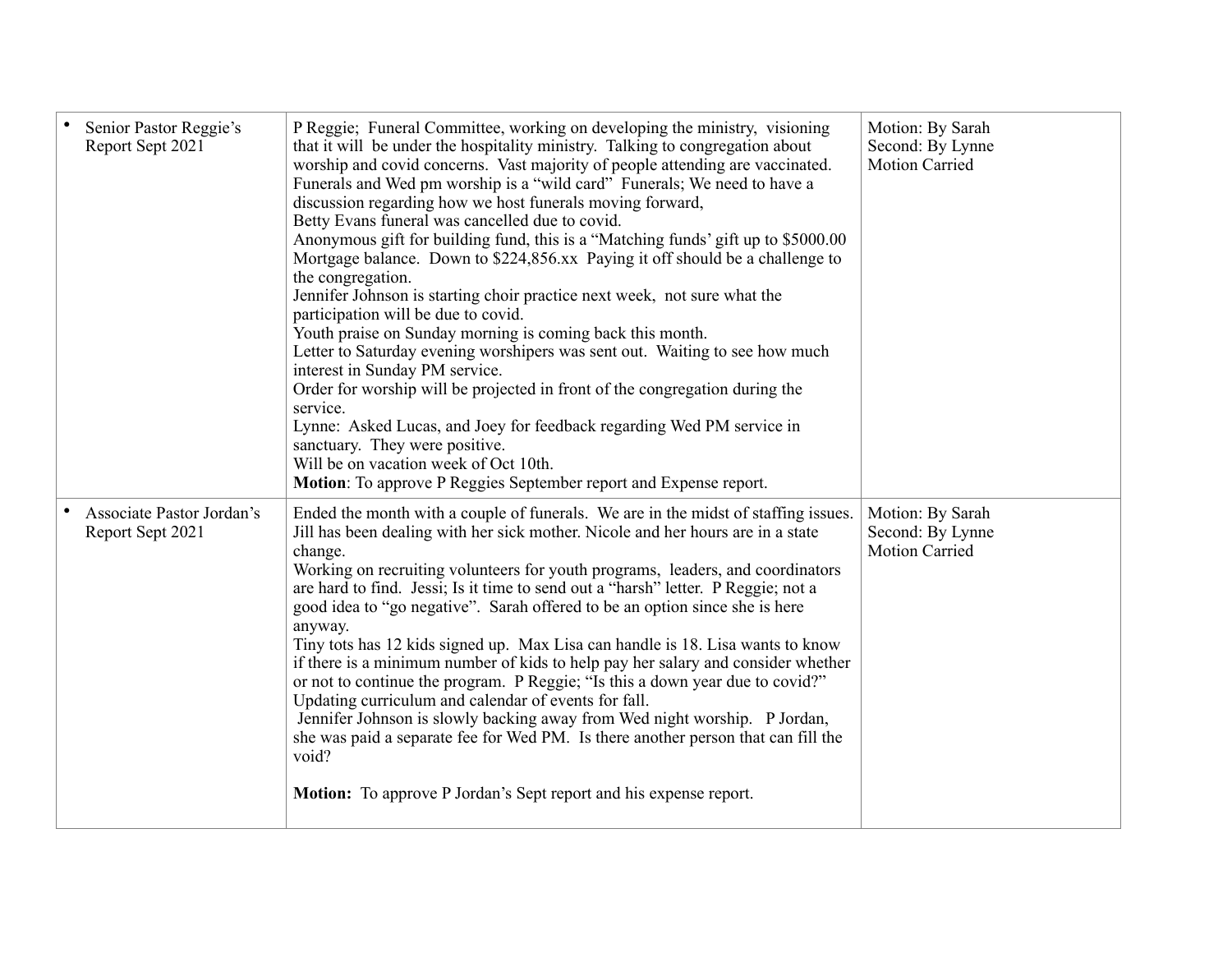| | | |
|---|---|---|
| • Senior Pastor Reggie's Report Sept 2021 | P Reggie; Funeral Committee, working on developing the ministry, visioning that it will be under the hospitality ministry. Talking to congregation about worship and covid concerns. Vast majority of people attending are vaccinated. Funerals and Wed pm worship is a "wild card" Funerals; We need to have a discussion regarding how we host funerals moving forward,<br>Betty Evans funeral was cancelled due to covid.<br>Anonymous gift for building fund, this is a "Matching funds' gift up to $5000.00<br>Mortgage balance. Down to $224,856.xx Paying it off should be a challenge to the congregation.<br>Jennifer Johnson is starting choir practice next week, not sure what the participation will be due to covid.<br>Youth praise on Sunday morning is coming back this month.<br>Letter to Saturday evening worshipers was sent out. Waiting to see how much interest in Sunday PM service.<br>Order for worship will be projected in front of the congregation during the service.<br>Lynne: Asked Lucas, and Joey for feedback regarding Wed PM service in sanctuary. They were positive.<br>Will be on vacation week of Oct 10th.<br>**Motion**: To approve P Reggies September report and Expense report. | Motion: By Sarah<br>Second: By Lynne<br>Motion Carried |
| • Associate Pastor Jordan's Report Sept 2021 | Ended the month with a couple of funerals. We are in the midst of staffing issues. Jill has been dealing with her sick mother. Nicole and her hours are in a state change.<br>Working on recruiting volunteers for youth programs, leaders, and coordinators are hard to find. Jessi; Is it time to send out a "harsh" letter. P Reggie; not a good idea to "go negative". Sarah offered to be an option since she is here anyway.<br>Tiny tots has 12 kids signed up. Max Lisa can handle is 18. Lisa wants to know if there is a minimum number of kids to help pay her salary and consider whether or not to continue the program. P Reggie; "Is this a down year due to covid?"<br>Updating curriculum and calendar of events for fall.<br>Jennifer Johnson is slowly backing away from Wed night worship. P Jordan, she was paid a separate fee for Wed PM. Is there another person that can fill the void?<br><br>**Motion:** To approve P Jordan's Sept report and his expense report. | Motion: By Sarah<br>Second: By Lynne<br>Motion Carried |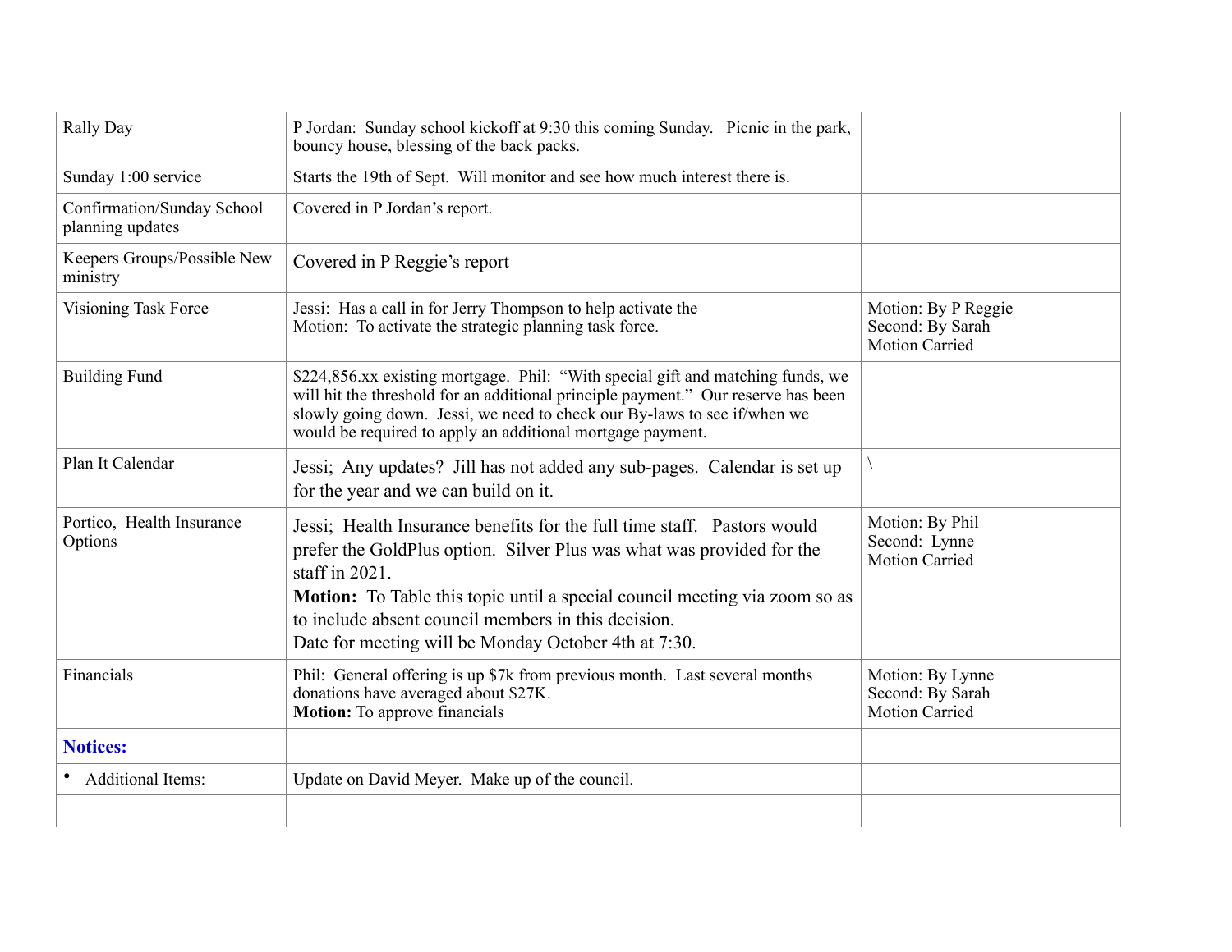| Rally Day | P Jordan: Sunday school kickoff at 9:30 this coming Sunday. Picnic in the park, bouncy house, blessing of the back packs. | |
|---|---|---|
| Sunday 1:00 service | Starts the 19th of Sept. Will monitor and see how much interest there is. | |
| Confirmation/Sunday School planning updates | Covered in P Jordan's report. | |
| Keepers Groups/Possible New ministry | Covered in P Reggie's report | |
| Visioning Task Force | Jessi: Has a call in for Jerry Thompson to help activate the<br>Motion: To activate the strategic planning task force. | Motion: By P Reggie<br>Second: By Sarah<br>Motion Carried |
| Building Fund | $224,856.xx existing mortgage. Phil: "With special gift and matching funds, we will hit the threshold for an additional principle payment." Our reserve has been slowly going down. Jessi, we need to check our By-laws to see if/when we would be required to apply an additional mortgage payment. | |
| Plan It Calendar | Jessi; Any updates? Jill has not added any sub-pages. Calendar is set up for the year and we can build on it. | \ |
| Portico, Health Insurance Options | Jessi; Health Insurance benefits for the full time staff. Pastors would prefer the GoldPlus option. Silver Plus was what was provided for the staff in 2021.<br>**Motion:** To Table this topic until a special council meeting via zoom so as to include absent council members in this decision.<br>Date for meeting will be Monday October 4th at 7:30. | Motion: By Phil<br>Second: Lynne<br>Motion Carried |
| Financials | Phil: General offering is up $7k from previous month. Last several months donations have averaged about $27K.<br>**Motion:** To approve financials | Motion: By Lynne<br>Second: By Sarah<br>Motion Carried |
| **Notices:** | | |
| • Additional Items: | Update on David Meyer. Make up of the council. | |
| | | |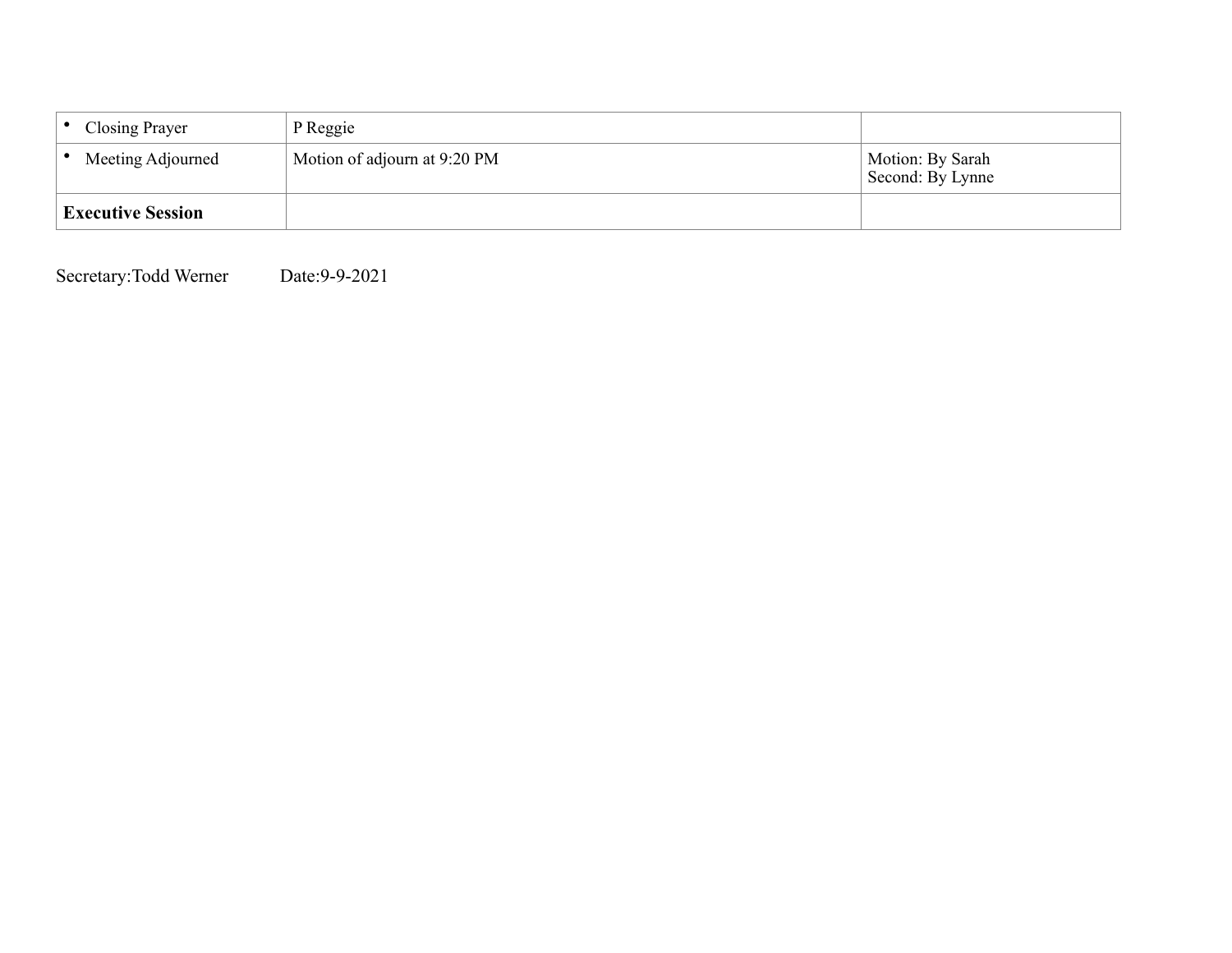| | | |
|---|---|---|
| • Closing Prayer | P Reggie | |
| • Meeting Adjourned | Motion of adjourn at 9:20 PM | Motion: By Sarah<br>Second: By Lynne |
| **Executive Session** | | |

Secretary:Todd Werner Date:9-9-2021